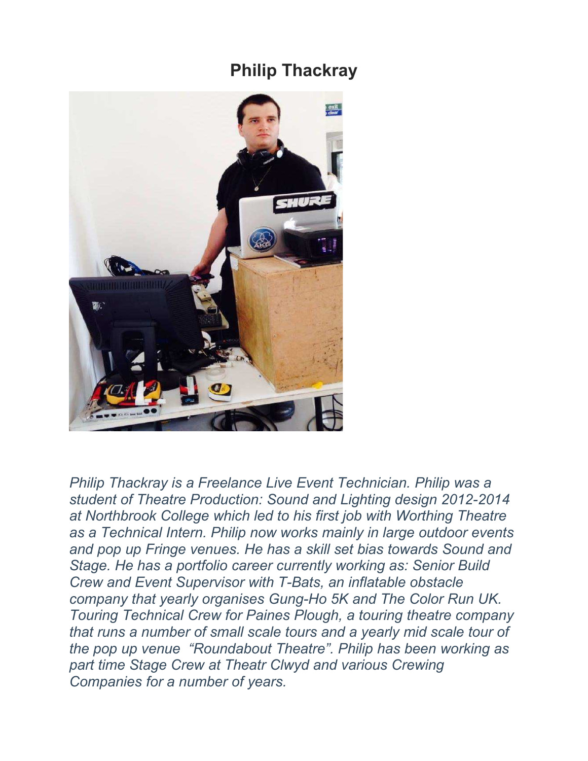# Philip Thackray

*Philip Thackray is a Freelance Live Event Technician. Philip was a student of Theatre Production: Sound and Lighting design 2012-2014 at Northbrook College which led to his first job with Worthing Theatre as a Technical Intern. Philip now works mainly in large outdoor events and pop up Fringe venues. He has a skill set bias towards Sound and Stage. He has a portfolio career currently working as: Senior Build Crew and Event Supervisor with T-Bats, an inflatable obstacle company that yearly organises Gung-Ho 5K and The Color Run UK. Touring Technical Crew for Paines Plough, a touring theatre company that runs a number of small scale tours and a yearly mid scale tour of the pop up venue "Roundabout Theatre". Philip has been working as part time Stage Crew at Theatr Clwyd and various Crewing Companies for a number of years.*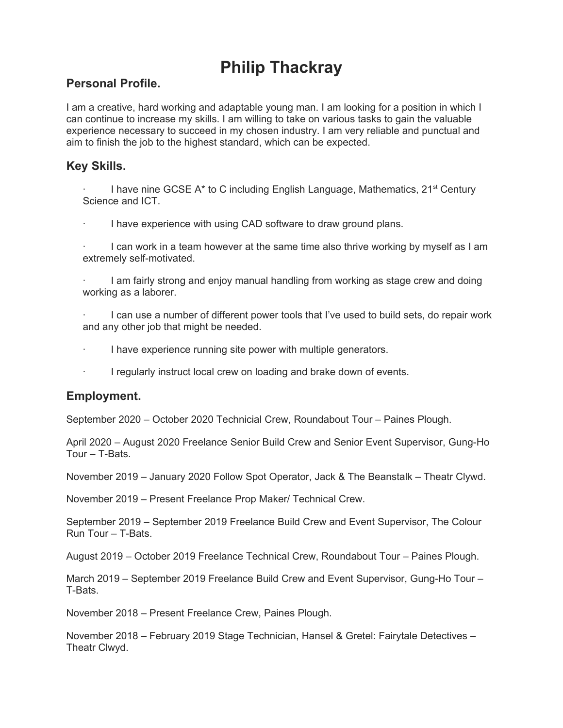# Philip Thackray

## Personal Profile.

I am a creative, hard working and adaptable young man. I am looking for a position in which I can continue to increase my skills. I am willing to take on various tasks to gain the valuable experience necessary to succeed in my chosen industry. I am very reliable and punctual and aim to finish the job to the highest standard, which can be expected.

## Key Skills.

- I have nine GCSE A* to C including English Language, Mathematics, 21st Century Science and ICT.
- I have experience with using CAD software to draw ground plans.
- I can work in a team however at the same time also thrive working by myself as I am extremely self-motivated.
- I am fairly strong and enjoy manual handling from working as stage crew and doing working as a laborer.
- I can use a number of different power tools that I've used to build sets, do repair work and any other job that might be needed.
- I have experience running site power with multiple generators.
- I regularly instruct local crew on loading and brake down of events.

## Employment.

September 2020 – October 2020 Technicial Crew, Roundabout Tour – Paines Plough.

April 2020 – August 2020 Freelance Senior Build Crew and Senior Event Supervisor, Gung-Ho Tour – T-Bats.

November 2019 – January 2020 Follow Spot Operator, Jack & The Beanstalk – Theatr Clywd.

November 2019 – Present Freelance Prop Maker/ Technical Crew.

September 2019 – September 2019 Freelance Build Crew and Event Supervisor, The Colour Run Tour – T-Bats.

August 2019 – October 2019 Freelance Technical Crew, Roundabout Tour – Paines Plough.

March 2019 – September 2019 Freelance Build Crew and Event Supervisor, Gung-Ho Tour – T-Bats.

November 2018 – Present Freelance Crew, Paines Plough.

November 2018 – February 2019 Stage Technician, Hansel & Gretel: Fairytale Detectives – Theatr Clwyd.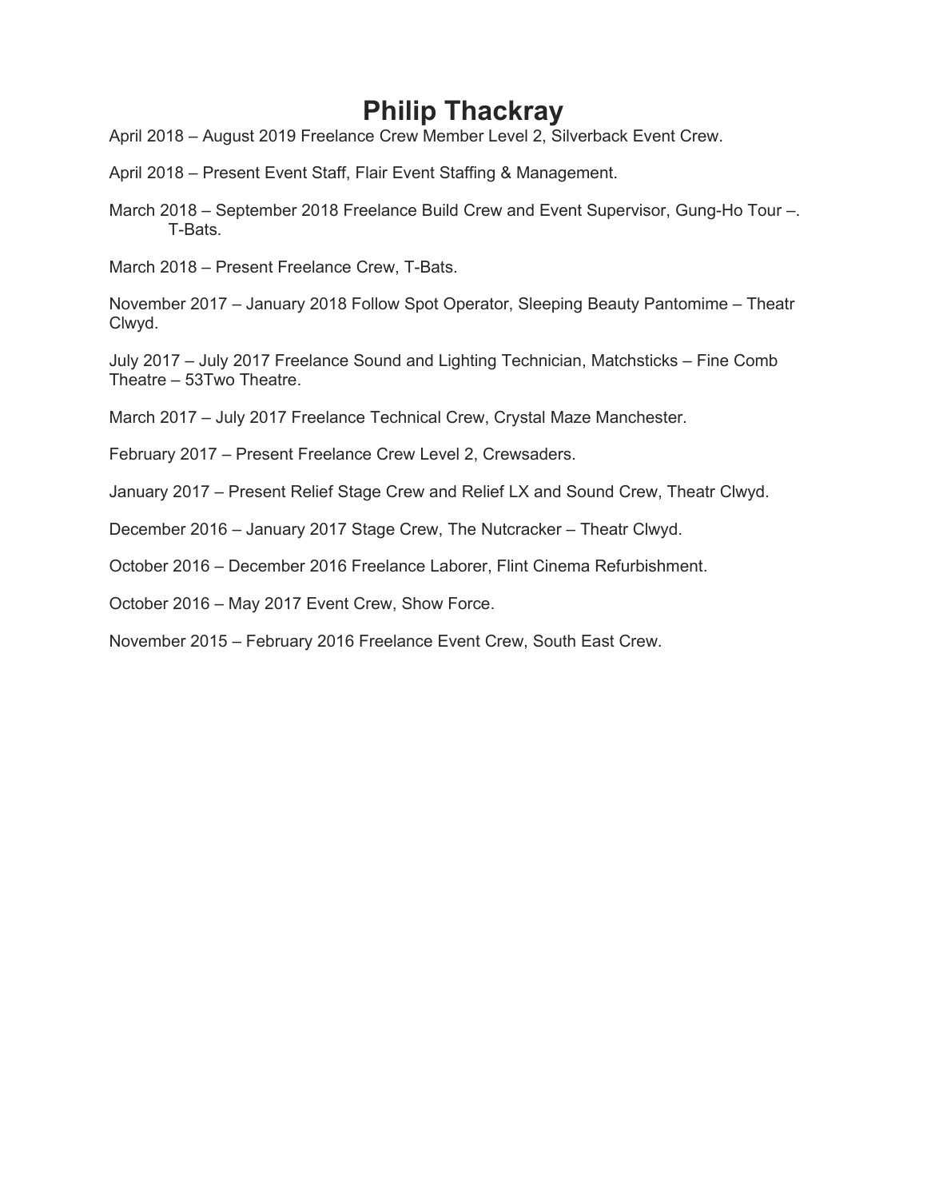# Philip Thackray

April 2018 – August 2019 Freelance Crew Member Level 2, Silverback Event Crew.

April 2018 – Present Event Staff, Flair Event Staffing & Management.

March 2018 – September 2018 Freelance Build Crew and Event Supervisor, Gung-Ho Tour –. T-Bats.

March 2018 – Present Freelance Crew, T-Bats.

November 2017 – January 2018 Follow Spot Operator, Sleeping Beauty Pantomime – Theatr Clwyd.

July 2017 – July 2017 Freelance Sound and Lighting Technician, Matchsticks – Fine Comb Theatre – 53Two Theatre.

March 2017 – July 2017 Freelance Technical Crew, Crystal Maze Manchester.

February 2017 – Present Freelance Crew Level 2, Crewsaders.

January 2017 – Present Relief Stage Crew and Relief LX and Sound Crew, Theatr Clwyd.

December 2016 – January 2017 Stage Crew, The Nutcracker – Theatr Clwyd.

October 2016 – December 2016 Freelance Laborer, Flint Cinema Refurbishment.

October 2016 – May 2017 Event Crew, Show Force.

November 2015 – February 2016 Freelance Event Crew, South East Crew.